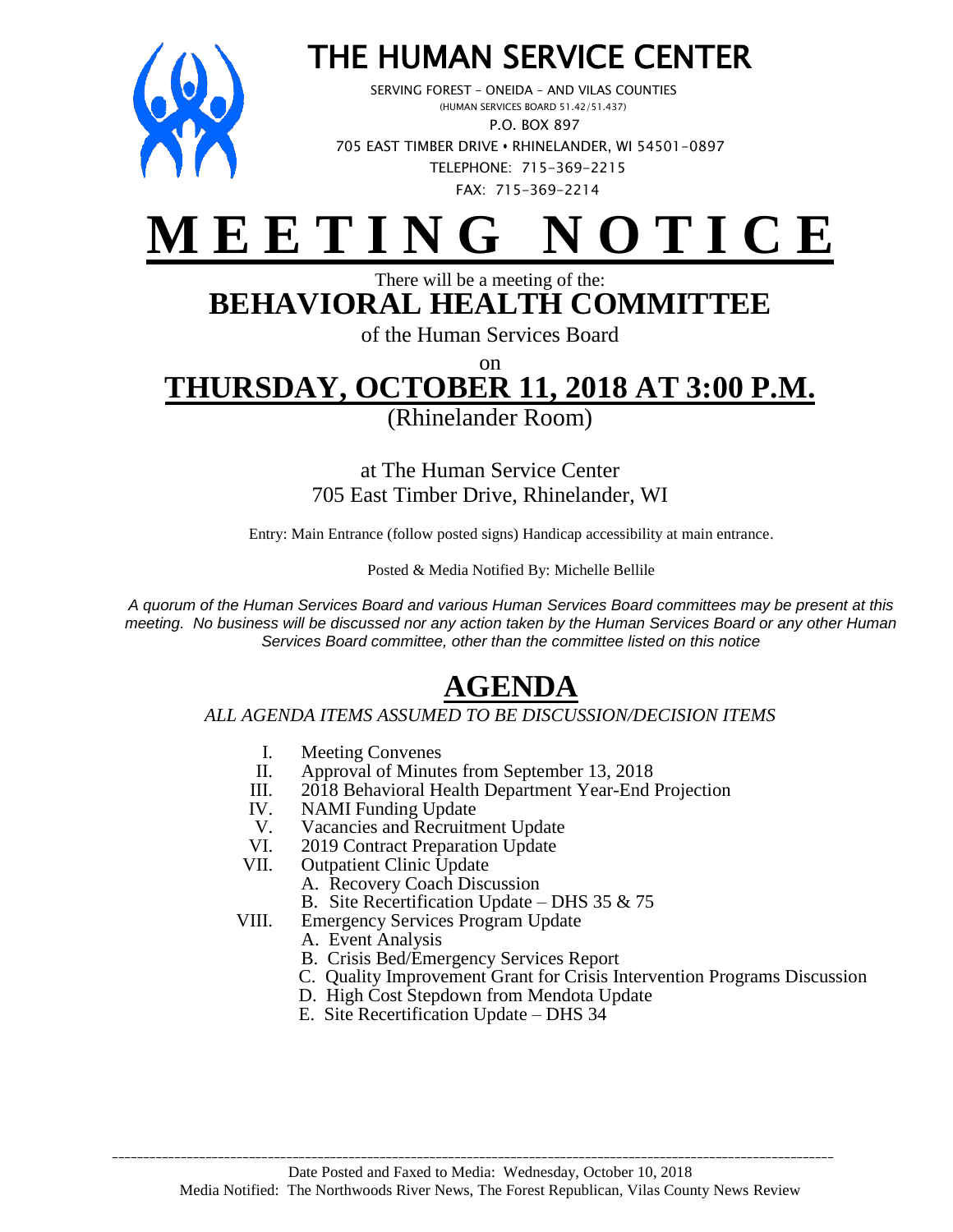# THE HUMAN SERVICE CENTER

SERVING FOREST – ONEIDA – AND VILAS COUNTIES
(HUMAN SERVICES BOARD 51.42/51.437)
P.O. BOX 897
705 EAST TIMBER DRIVE • RHINELANDER, WI 54501-0897
TELEPHONE: 715-369-2215
FAX: 715-369-2214

# M E E T I N G N O T I C E

There will be a meeting of the:

## BEHAVIORAL HEALTH COMMITTEE

of the Human Services Board

on

## THURSDAY, OCTOBER 11, 2018 AT 3:00 P.M.

(Rhinelander Room)

at The Human Service Center
705 East Timber Drive, Rhinelander, WI

Entry: Main Entrance (follow posted signs) Handicap accessibility at main entrance.

Posted & Media Notified By: Michelle Bellile

*A quorum of the Human Services Board and various Human Services Board committees may be present at this meeting. No business will be discussed nor any action taken by the Human Services Board or any other Human Services Board committee, other than the committee listed on this notice*

# AGENDA

*ALL AGENDA ITEMS ASSUMED TO BE DISCUSSION/DECISION ITEMS*

I. Meeting Convenes
II. Approval of Minutes from September 13, 2018
III. 2018 Behavioral Health Department Year-End Projection
IV. NAMI Funding Update
V. Vacancies and Recruitment Update
VI. 2019 Contract Preparation Update
VII. Outpatient Clinic Update
   A. Recovery Coach Discussion
   B. Site Recertification Update – DHS 35 & 75
VIII. Emergency Services Program Update
   A. Event Analysis
   B. Crisis Bed/Emergency Services Report
   C. Quality Improvement Grant for Crisis Intervention Programs Discussion
   D. High Cost Stepdown from Mendota Update
   E. Site Recertification Update – DHS 34

---

Date Posted and Faxed to Media: Wednesday, October 10, 2018
Media Notified: The Northwoods River News, The Forest Republican, Vilas County News Review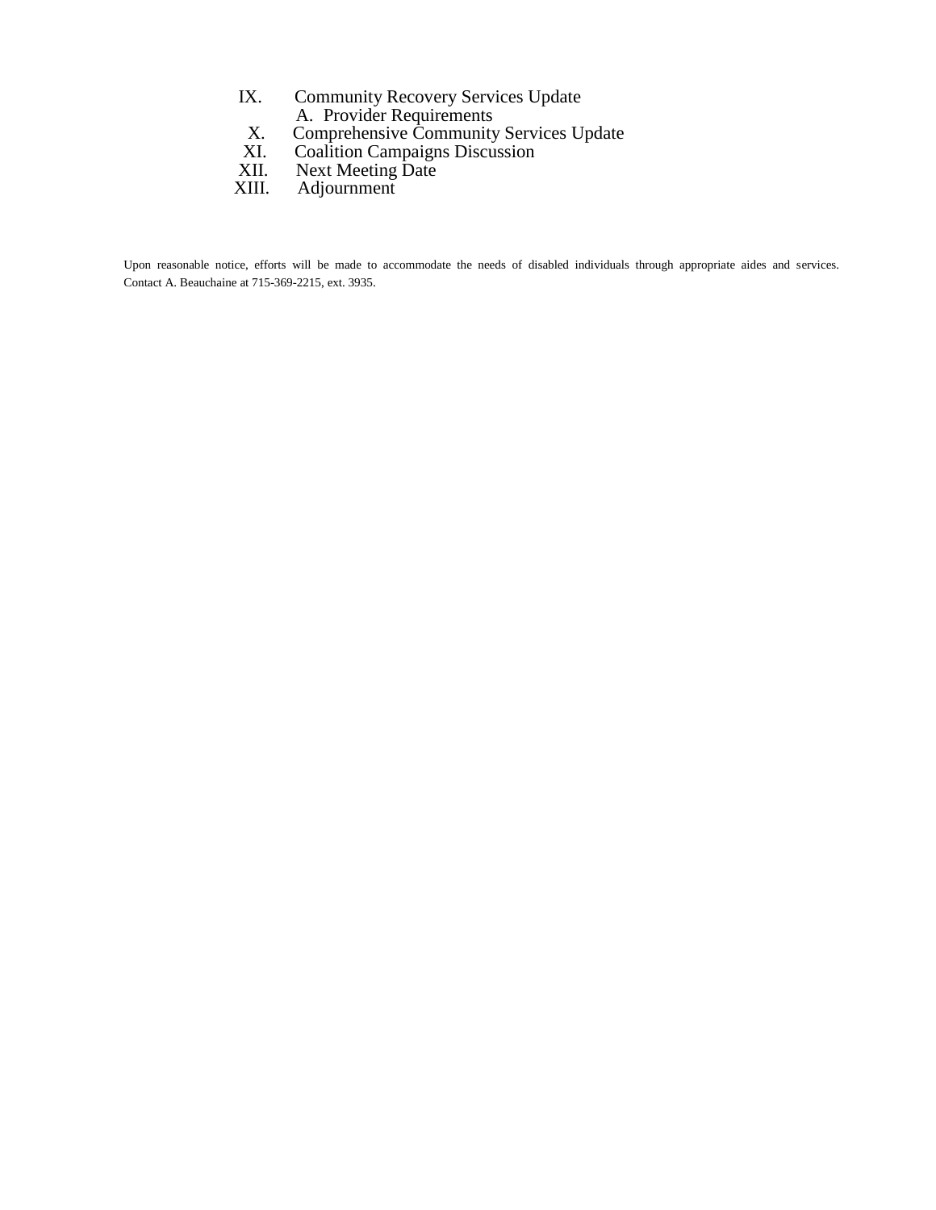IX. Community Recovery Services Update
    A. Provider Requirements
X. Comprehensive Community Services Update
XI. Coalition Campaigns Discussion
XII. Next Meeting Date
XIII. Adjournment

Upon reasonable notice, efforts will be made to accommodate the needs of disabled individuals through appropriate aides and services. Contact A. Beauchaine at 715-369-2215, ext. 3935.